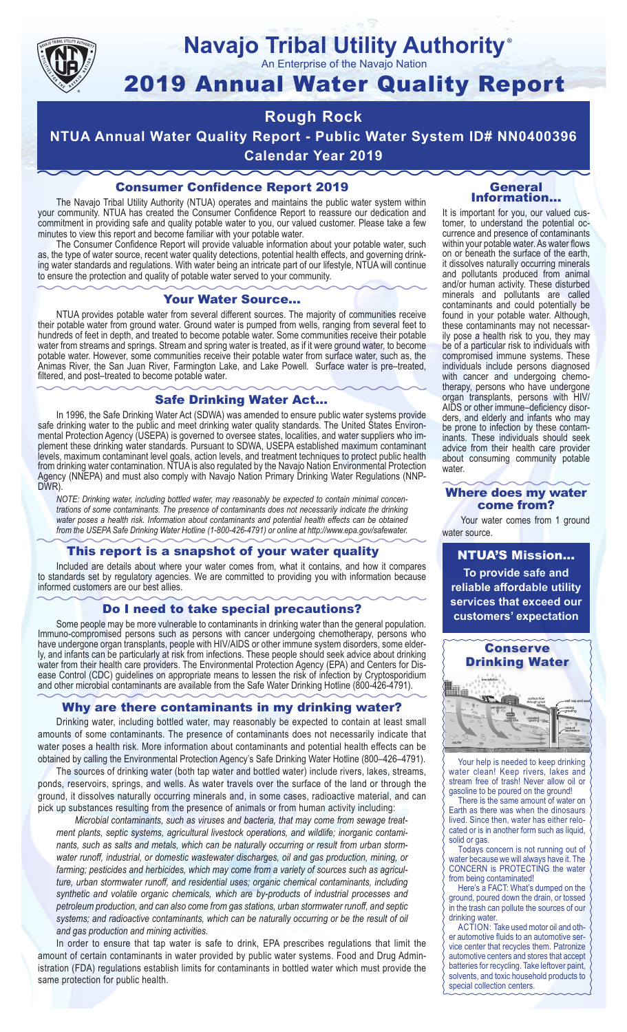# Navajo Tribal Utility Authority®

An Enterprise of the Navajo Nation

# 2019 Annual Water Quality Report

## Rough Rock

**NTUA Annual Water Quality Report - Public Water System ID# NN0400396**

**Calendar Year 2019**

## Consumer Confidence Report 2019

The Navajo Tribal Utility Authority (NTUA) operates and maintains the public water system within your community. NTUA has created the Consumer Confidence Report to reassure our dedication and commitment in providing safe and quality potable water to you, our valued customer. Please take a few minutes to view this report and become familiar with your potable water.

The Consumer Confidence Report will provide valuable information about your potable water, such as, the type of water source, recent water quality detections, potential health effects, and governing drinking water standards and regulations. With water being an intricate part of our lifestyle, NTUA will continue to ensure the protection and quality of potable water served to your community.

## Your Water Source…

NTUA provides potable water from several different sources. The majority of communities receive their potable water from ground water. Ground water is pumped from wells, ranging from several feet to hundreds of feet in depth, and treated to become potable water. Some communities receive their potable water from streams and springs. Stream and spring water is treated, as if it were ground water, to become potable water. However, some communities receive their potable water from surface water, such as, the Animas River, the San Juan River, Farmington Lake, and Lake Powell. Surface water is pre–treated, filtered, and post–treated to become potable water.

## Safe Drinking Water Act…

In 1996, the Safe Drinking Water Act (SDWA) was amended to ensure public water systems provide safe drinking water to the public and meet drinking water quality standards. The United States Environmental Protection Agency (USEPA) is governed to oversee states, localities, and water suppliers who implement these drinking water standards. Pursuant to SDWA, USEPA established maximum contaminant levels, maximum contaminant level goals, action levels, and treatment techniques to protect public health from drinking water contamination. NTUA is also regulated by the Navajo Nation Environmental Protection Agency (NNEPA) and must also comply with Navajo Nation Primary Drinking Water Regulations (NNPDWR).

*NOTE: Drinking water, including bottled water, may reasonably be expected to contain minimal concentrations of some contaminants. The presence of contaminants does not necessarily indicate the drinking water poses a health risk. Information about contaminants and potential health effects can be obtained from the USEPA Safe Drinking Water Hotline (1-800-426-4791) or online at http://www.epa.gov/safewater.*

## This report is a snapshot of your water quality

Included are details about where your water comes from, what it contains, and how it compares to standards set by regulatory agencies. We are committed to providing you with information because informed customers are our best allies.

## Do I need to take special precautions?

Some people may be more vulnerable to contaminants in drinking water than the general population. Immuno-compromised persons such as persons with cancer undergoing chemotherapy, persons who have undergone organ transplants, people with HIV/AIDS or other immune system disorders, some elderly, and infants can be particularly at risk from infections. These people should seek advice about drinking water from their health care providers. The Environmental Protection Agency (EPA) and Centers for Disease Control (CDC) guidelines on appropriate means to lessen the risk of infection by Cryptosporidium and other microbial contaminants are available from the Safe Water Drinking Hotline (800-426-4791).

## Why are there contaminants in my drinking water?

Drinking water, including bottled water, may reasonably be expected to contain at least small amounts of some contaminants. The presence of contaminants does not necessarily indicate that water poses a health risk. More information about contaminants and potential health effects can be obtained by calling the Environmental Protection Agency's Safe Drinking Water Hotline (800–426–4791).

The sources of drinking water (both tap water and bottled water) include rivers, lakes, streams, ponds, reservoirs, springs, and wells. As water travels over the surface of the land or through the ground, it dissolves naturally occurring minerals and, in some cases, radioactive material, and can pick up substances resulting from the presence of animals or from human activity including:

*Microbial contaminants, such as viruses and bacteria, that may come from sewage treatment plants, septic systems, agricultural livestock operations, and wildlife; inorganic contaminants, such as salts and metals, which can be naturally occurring or result from urban stormwater runoff, industrial, or domestic wastewater discharges, oil and gas production, mining, or farming; pesticides and herbicides, which may come from a variety of sources such as agriculture, urban stormwater runoff, and residential uses; organic chemical contaminants, including synthetic and volatile organic chemicals, which are by-products of industrial processes and petroleum production, and can also come from gas stations, urban stormwater runoff, and septic systems; and radioactive contaminants, which can be naturally occurring or be the result of oil and gas production and mining activities.*

In order to ensure that tap water is safe to drink, EPA prescribes regulations that limit the amount of certain contaminants in water provided by public water systems. Food and Drug Administration (FDA) regulations establish limits for contaminants in bottled water which must provide the same protection for public health.

## General Information…

It is important for you, our valued customer, to understand the potential occurrence and presence of contaminants within your potable water. As water flows on or beneath the surface of the earth, it dissolves naturally occurring minerals and pollutants produced from animal and/or human activity. These disturbed minerals and pollutants are called contaminants and could potentially be found in your potable water. Although, these contaminants may not necessarily pose a health risk to you, they may be of a particular risk to individuals with compromised immune systems. These individuals include persons diagnosed with cancer and undergoing chemotherapy, persons who have undergone organ transplants, persons with HIV/AIDS or other immune–deficiency disorders, and elderly and infants who may be prone to infection by these contaminants. These individuals should seek advice from their health care provider about consuming community potable water.

## Where does my water come from?

Your water comes from 1 ground water source.

## NTUA'S Mission…

**To provide safe and reliable affordable utility services that exceed our customers' expectation**

## Conserve Drinking Water

Your help is needed to keep drinking water clean! Keep rivers, lakes and stream free of trash! Never allow oil or gasoline to be poured on the ground!

There is the same amount of water on Earth as there was when the dinosaurs lived. Since then, water has either relocated or is in another form such as liquid, solid or gas.

Todays concern is not running out of water because we will always have it. The CONCERN is PROTECTING the water from being contaminated!

Here's a FACT: What's dumped on the ground, poured down the drain, or tossed in the trash can pollute the sources of our drinking water.

ACTION: Take used motor oil and other automotive fluids to an automotive service center that recycles them. Patronize automotive centers and stores that accept batteries for recycling. Take leftover paint, solvents, and toxic household products to special collection centers.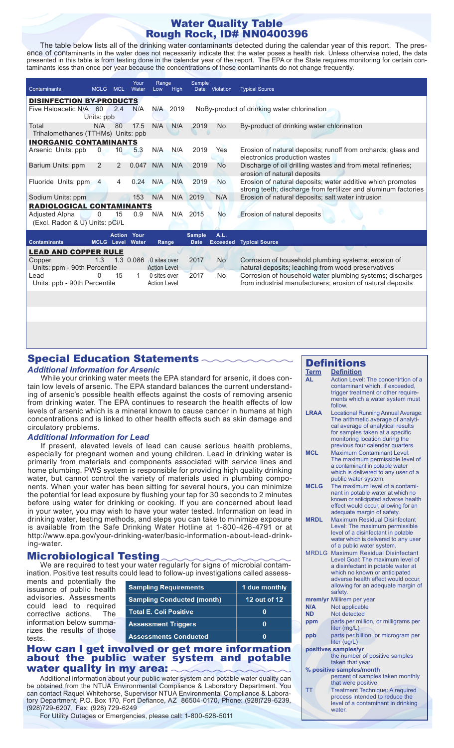# Water Quality Table
## Rough Rock, ID# NN0400396

The table below lists all of the drinking water contaminants detected during the calendar year of this report. The presence of contaminants in the water does not necessarily indicate that the water poses a health risk. Unless otherwise noted, the data presented in this table is from testing done in the calendar year of the report. The EPA or the State requires monitoring for certain contaminants less than once per year because the concentrations of these contaminants do not change frequently.

| Contaminants | MCLG | MCL | Your Water | Range Low | Range High | Sample Date | Violation | Typical Source |
|---|---|---|---|---|---|---|---|---|
| **DISINFECTION BY-PRODUCTS** | | | | | | | | |
| Five Haloacetic Units: ppb | N/A | 60 | 2.4 | N/A | N/A | 2019 | No | By-product of drinking water chlorination |
| Total Trihalomethanes (TTHMs) Units: ppb | N/A | 80 | 17.5 | N/A | N/A | 2019 | No | By-product of drinking water chlorination |
| **INORGANIC CONTAMINANTS** | | | | | | | | |
| Arsenic Units: ppb | 0 | 10 | 5.3 | N/A | N/A | 2019 | Yes | Erosion of natural deposits; runoff from orchards; glass and electronics production wastes |
| Barium Units: ppm | 2 | 2 | 0.047 | N/A | N/A | 2019 | No | Discharge of oil drilling wastes and from metal refineries; erosion of natural deposits |
| Fluoride Units: ppm | 4 | 4 | 0.24 | N/A | N/A | 2019 | No | Erosion of natural deposits; water additive which promotes strong teeth; discharge from fertilizer and aluminum factories |
| Sodium Units: ppm | | | 153 | N/A | N/A | 2019 | N/A | Erosion of natural deposits; salt water intrusion |
| **RADIOLOGICAL CONTAMINANTS** | | | | | | | | |
| Adjusted Alpha (Excl. Radon & U) Units: pCi/L | 0 | 15 | 0.9 | N/A | N/A | 2015 | No | Erosion of natural deposits |

| Contaminants | MCLG | Action Level | Your Water | Range | Sample Date | A.L. Exceeded | Typical Source |
|---|---|---|---|---|---|---|---|
| **LEAD AND COPPER RULE** | | | | | | | |
| Copper Units: ppm - 90th Percentile | 1.3 | 1.3 | 0.086 | 0 sites over Action Level | 2017 | No | Corrosion of household plumbing systems; erosion of natural deposits; leaching from wood preservatives |
| Lead Units: ppb - 90th Percentile | 0 | 15 | 1 | 0 sites over Action Level | 2017 | No | Corrosion of household water plumbing systems; discharges from industrial manufacturers; erosion of natural deposits |

## Special Education Statements

### *Additional Information for Arsenic*

While your drinking water meets the EPA standard for arsenic, it does contain low levels of arsenic. The EPA standard balances the current understanding of arsenic's possible health effects against the costs of removing arsenic from drinking water. The EPA continues to research the health effects of low levels of arsenic which is a mineral known to cause cancer in humans at high concentrations and is linked to other health effects such as skin damage and circulatory problems.

### *Additional Information for Lead*

If present, elevated levels of lead can cause serious health problems, especially for pregnant women and young children. Lead in drinking water is primarily from materials and components associated with service lines and home plumbing. PWS system is responsible for providing high quality drinking water, but cannot control the variety of materials used in plumbing components. When your water has been sitting for several hours, you can minimize the potential for lead exposure by flushing your tap for 30 seconds to 2 minutes before using water for drinking or cooking. If you are concerned about lead in your water, you may wish to have your water tested. Information on lead in drinking water, testing methods, and steps you can take to minimize exposure is available from the Safe Drinking Water Hotline at 1-800-426-4791 or at http://www.epa.gov/your-drinking-water/basic-information-about-lead-drinking-water.

## Microbiological Testing

We are required to test your water regularly for signs of microbial contamination. Positive test results could lead to follow-up investigations called assessments and potentially the issuance of public health advisories. Assessments could lead to required corrective actions. The information below summarizes the results of those tests.

| Sampling Requirements | 1 due monthly |
|---|---|
| Sampling Conducted (month) | 12 out of 12 |
| Total E. Coli Positive | 0 |
| Assessment Triggers | 0 |
| Assessments Conducted | 0 |

## How can I get involved or get more information about the public water system and potable water quality in my area:

Additional information about your public water system and potable water quality can be obtained from the NTUA Environmental Compliance & Laboratory Department. You can contact Raquel Whitehorse, Supervisor NTUA Environmental Compliance & Laboratory Department, P.O. Box 170, Fort Defiance, AZ 86504-0170, Phone: (928)729-6239, (928)729-6207, Fax: (928) 729-6249

For Utility Outages or Emergencies, please call: 1-800-528-5011

## Definitions

| Term | Definition |
|---|---|
| **AL** | Action Level: The concentrtion of a contaminant which, if exceeded, trigger treatment or other requirements which a water system must follow. |
| **LRAA** | Locational Running Annual Average: The arithmetic average of analytical results for samples taken at a specific monitoring location during the previous four calendar quarters. |
| **MCL** | Maximum Contaminant Level: The maximum permissible level of a contaminant in potable water which is delivered to any user of a public water system. |
| **MCLG** | The maximum level of a contaminant in potable water at which no known or anticipated adverse health effect would occur, allowing for an adequate margin of safety. |
| **MRDL** | Maximum Residual Disinfectant Level: The maximum permissible level of a disinfectant in potable water which is delivered to any user of a public water system. |
| **MRDLG** | Maximum Residual Disinfectant Level Goal: The maximum level of a disinfectant in potable water at which no known or anticipated adverse health effect would occur, allowing for an adequate margin of safety. |
| **mrem/yr** | Millirem per year |
| **N/A** | Not applicable |
| **ND** | Not detected |
| **ppm** | parts per million, or milligrams per liter (mg/L) |
| **ppb** | parts per billion, or microgram per liter (ug/L) |
| **positives samples/yr** | the number of positive samples taken that year |
| **% positive samples/month** | percent of samples taken monthly that were positive |
| **TT** | Treatment Technique: A required process intended to reduce the level of a contaminant in drinking water. |